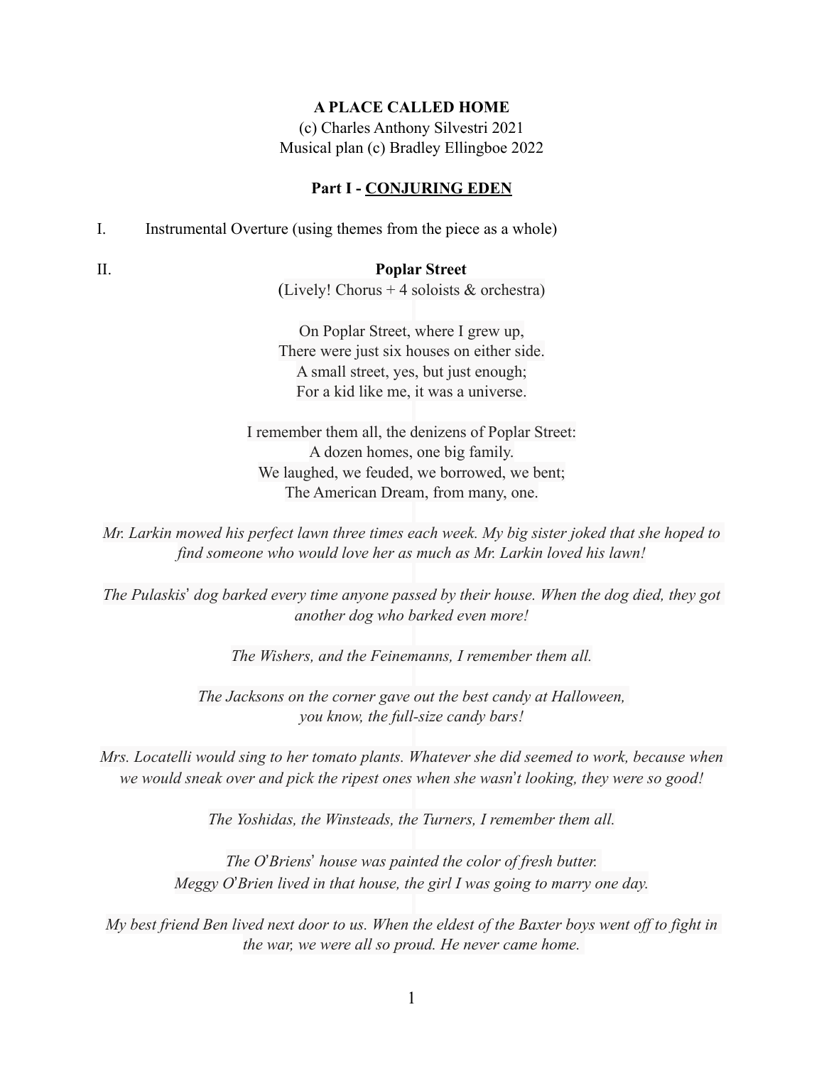**A PLACE CALLED HOME**

(c) Charles Anthony Silvestri 2021
Musical plan (c) Bradley Ellingboe 2022

## Part I - <u>CONJURING EDEN</u>

I. Instrumental Overture (using themes from the piece as a whole)

II. **Poplar Street**

(Lively! Chorus + 4 soloists & orchestra)

On Poplar Street, where I grew up,
There were just six houses on either side.
A small street, yes, but just enough;
For a kid like me, it was a universe.

I remember them all, the denizens of Poplar Street:
A dozen homes, one big family.
We laughed, we feuded, we borrowed, we bent;
The American Dream, from many, one.

*Mr. Larkin mowed his perfect lawn three times each week. My big sister joked that she hoped to find someone who would love her as much as Mr. Larkin loved his lawn!*

*The Pulaskis' dog barked every time anyone passed by their house. When the dog died, they got another dog who barked even more!*

*The Wishers, and the Feinemanns, I remember them all.*

*The Jacksons on the corner gave out the best candy at Halloween, you know, the full-size candy bars!*

*Mrs. Locatelli would sing to her tomato plants. Whatever she did seemed to work, because when we would sneak over and pick the ripest ones when she wasn't looking, they were so good!*

*The Yoshidas, the Winsteads, the Turners, I remember them all.*

*The O'Briens' house was painted the color of fresh butter.*
*Meggy O'Brien lived in that house, the girl I was going to marry one day.*

*My best friend Ben lived next door to us. When the eldest of the Baxter boys went off to fight in the war, we were all so proud. He never came home.*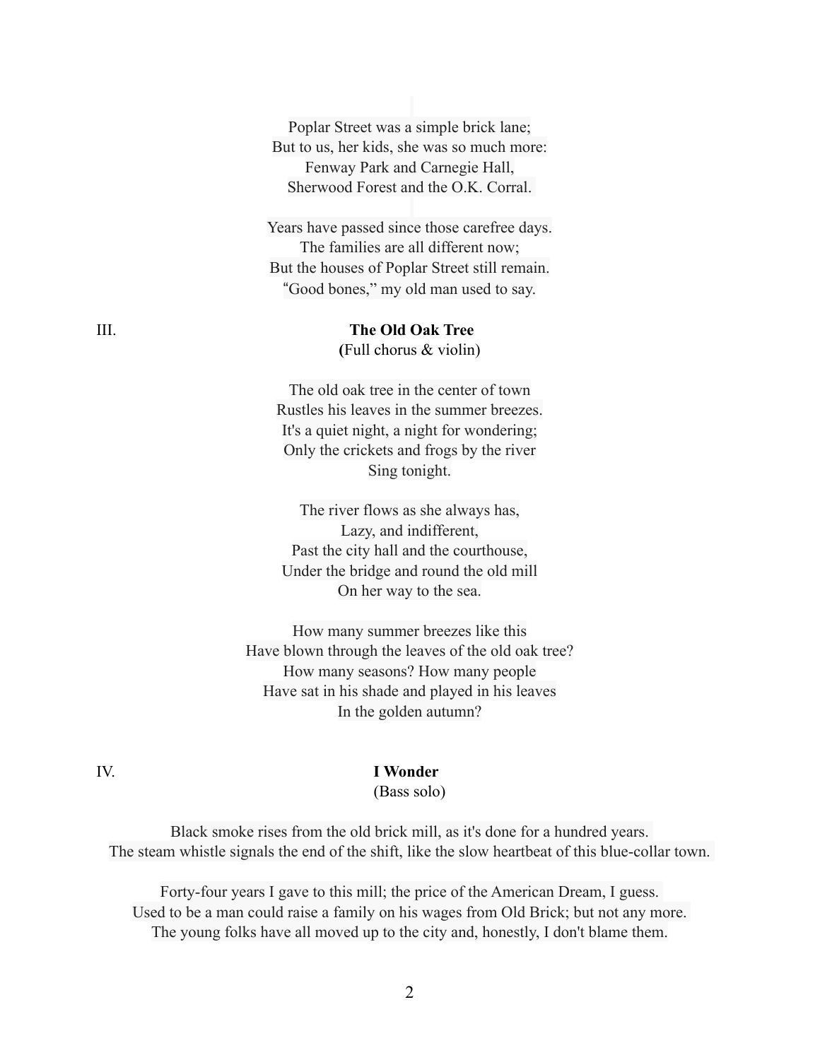Poplar Street was a simple brick lane;
But to us, her kids, she was so much more:
Fenway Park and Carnegie Hall,
Sherwood Forest and the O.K. Corral.

Years have passed since those carefree days.
The families are all different now;
But the houses of Poplar Street still remain.
"Good bones," my old man used to say.

## III. **The Old Oak Tree**

(Full chorus & violin)

The old oak tree in the center of town
Rustles his leaves in the summer breezes.
It's a quiet night, a night for wondering;
Only the crickets and frogs by the river
Sing tonight.

The river flows as she always has,
Lazy, and indifferent,
Past the city hall and the courthouse,
Under the bridge and round the old mill
On her way to the sea.

How many summer breezes like this
Have blown through the leaves of the old oak tree?
How many seasons? How many people
Have sat in his shade and played in his leaves
In the golden autumn?

## IV. **I Wonder**

(Bass solo)

Black smoke rises from the old brick mill, as it's done for a hundred years.
The steam whistle signals the end of the shift, like the slow heartbeat of this blue-collar town.

Forty-four years I gave to this mill; the price of the American Dream, I guess.
Used to be a man could raise a family on his wages from Old Brick; but not any more.
The young folks have all moved up to the city and, honestly, I don't blame them.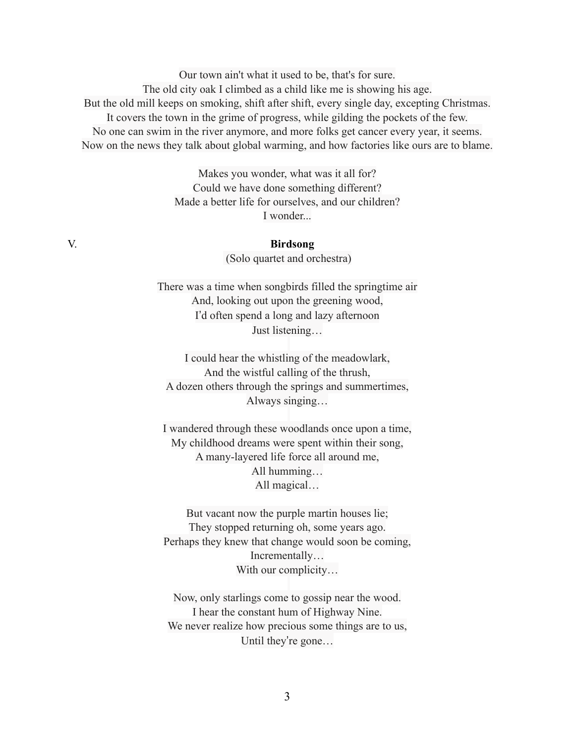Our town ain't what it used to be, that's for sure.
The old city oak I climbed as a child like me is showing his age.
But the old mill keeps on smoking, shift after shift, every single day, excepting Christmas.
It covers the town in the grime of progress, while gilding the pockets of the few.
No one can swim in the river anymore, and more folks get cancer every year, it seems.
Now on the news they talk about global warming, and how factories like ours are to blame.

Makes you wonder, what was it all for?
Could we have done something different?
Made a better life for ourselves, and our children?
I wonder...

## V. **Birdsong**

(Solo quartet and orchestra)

There was a time when songbirds filled the springtime air
And, looking out upon the greening wood,
I'd often spend a long and lazy afternoon
Just listening…

I could hear the whistling of the meadowlark,
And the wistful calling of the thrush,
A dozen others through the springs and summertimes,
Always singing…

I wandered through these woodlands once upon a time,
My childhood dreams were spent within their song,
A many-layered life force all around me,
All humming…
All magical…

But vacant now the purple martin houses lie;
They stopped returning oh, some years ago.
Perhaps they knew that change would soon be coming,
Incrementally…
With our complicity…

Now, only starlings come to gossip near the wood.
I hear the constant hum of Highway Nine.
We never realize how precious some things are to us,
Until they're gone…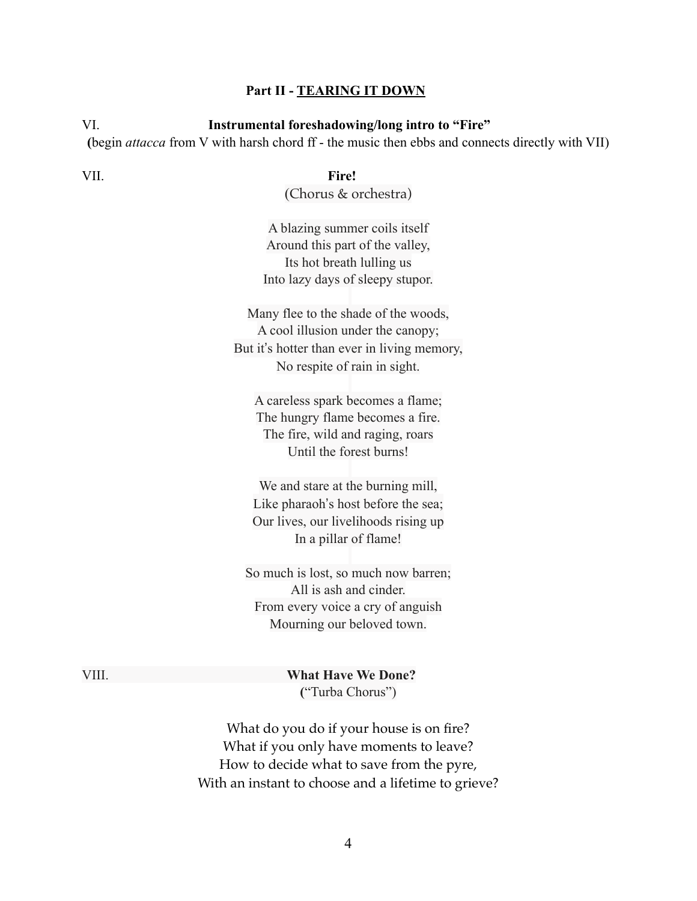## Part II - <u>TEARING IT DOWN</u>

VI. **Instrumental foreshadowing/long intro to "Fire"**

**(**begin *attacca* from V with harsh chord ff - the music then ebbs and connects directly with VII)

VII. **Fire!**

(Chorus & orchestra)

A blazing summer coils itself
Around this part of the valley,
Its hot breath lulling us
Into lazy days of sleepy stupor.

Many flee to the shade of the woods,
A cool illusion under the canopy;
But it's hotter than ever in living memory,
No respite of rain in sight.

A careless spark becomes a flame;
The hungry flame becomes a fire.
The fire, wild and raging, roars
Until the forest burns!

We and stare at the burning mill,
Like pharaoh's host before the sea;
Our lives, our livelihoods rising up
In a pillar of flame!

So much is lost, so much now barren;
All is ash and cinder.
From every voice a cry of anguish
Mourning our beloved town.

VIII. **What Have We Done?**

**(**"Turba Chorus")

What do you do if your house is on fire?
What if you only have moments to leave?
How to decide what to save from the pyre,
With an instant to choose and a lifetime to grieve?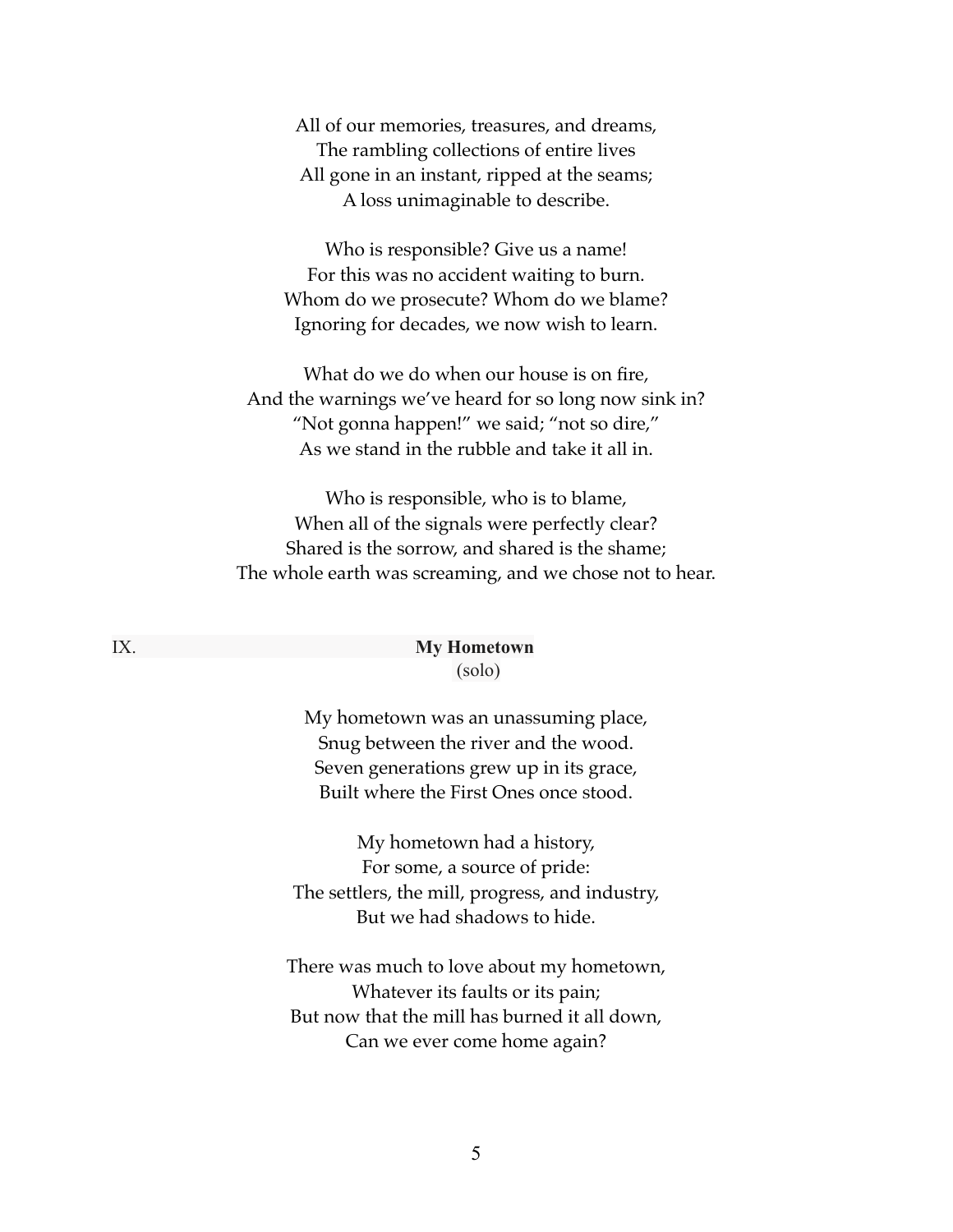All of our memories, treasures, and dreams,
The rambling collections of entire lives
All gone in an instant, ripped at the seams;
A loss unimaginable to describe.

Who is responsible? Give us a name!
For this was no accident waiting to burn.
Whom do we prosecute? Whom do we blame?
Ignoring for decades, we now wish to learn.

What do we do when our house is on fire,
And the warnings we've heard for so long now sink in?
"Not gonna happen!" we said; "not so dire,"
As we stand in the rubble and take it all in.

Who is responsible, who is to blame,
When all of the signals were perfectly clear?
Shared is the sorrow, and shared is the shame;
The whole earth was screaming, and we chose not to hear.

## IX. **My Hometown**

(solo)

My hometown was an unassuming place,
Snug between the river and the wood.
Seven generations grew up in its grace,
Built where the First Ones once stood.

My hometown had a history,
For some, a source of pride:
The settlers, the mill, progress, and industry,
But we had shadows to hide.

There was much to love about my hometown,
Whatever its faults or its pain;
But now that the mill has burned it all down,
Can we ever come home again?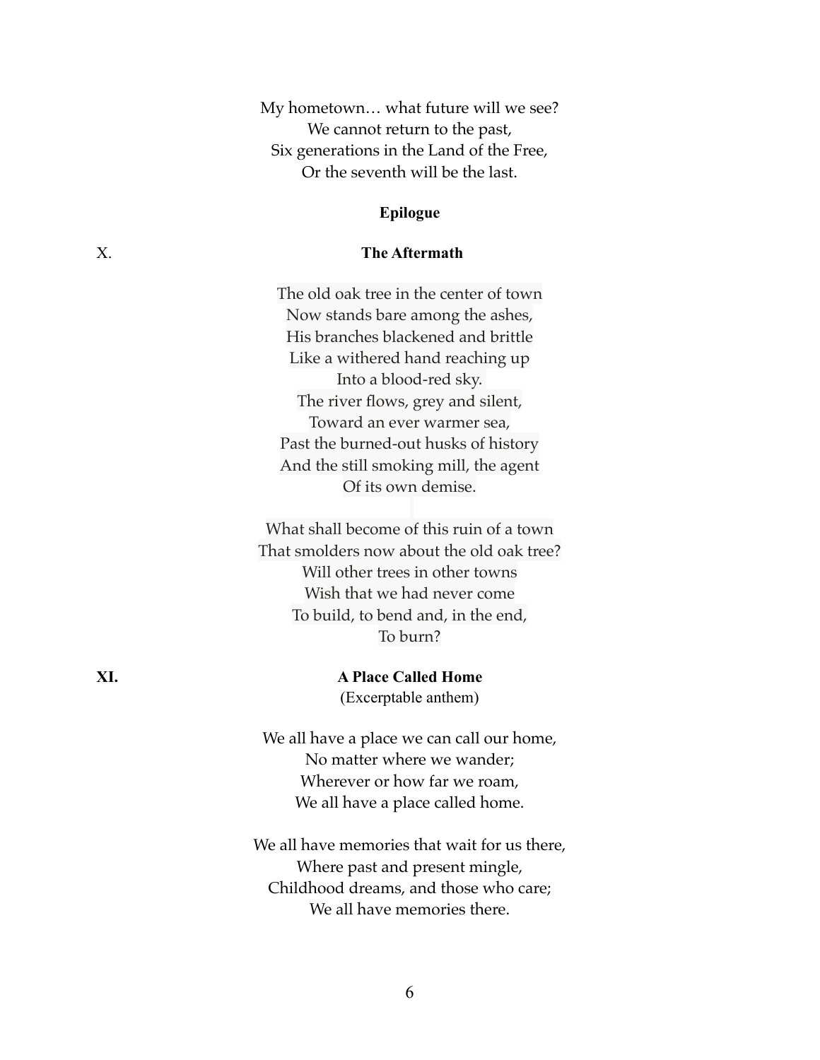My hometown… what future will we see?
We cannot return to the past,
Six generations in the Land of the Free,
Or the seventh will be the last.

## Epilogue

### X. The Aftermath

The old oak tree in the center of town
Now stands bare among the ashes,
His branches blackened and brittle
Like a withered hand reaching up
Into a blood-red sky.
The river flows, grey and silent,
Toward an ever warmer sea,
Past the burned-out husks of history
And the still smoking mill, the agent
Of its own demise.

What shall become of this ruin of a town
That smolders now about the old oak tree?
Will other trees in other towns
Wish that we had never come
To build, to bend and, in the end,
To burn?

### XI. A Place Called Home

(Excerptable anthem)

We all have a place we can call our home,
No matter where we wander;
Wherever or how far we roam,
We all have a place called home.

We all have memories that wait for us there,
Where past and present mingle,
Childhood dreams, and those who care;
We all have memories there.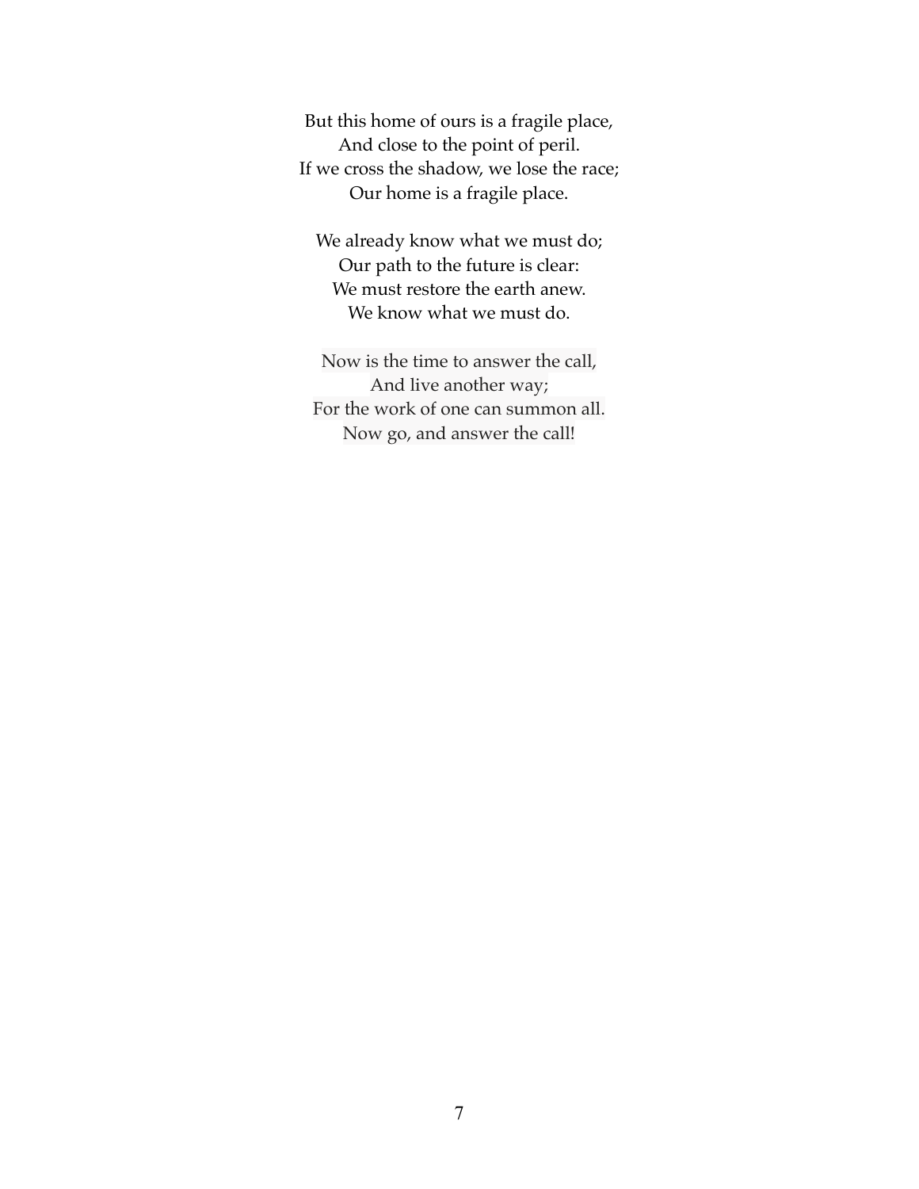But this home of ours is a fragile place,
And close to the point of peril.
If we cross the shadow, we lose the race;
Our home is a fragile place.

We already know what we must do;
Our path to the future is clear:
We must restore the earth anew.
We know what we must do.

Now is the time to answer the call,
And live another way;
For the work of one can summon all.
Now go, and answer the call!